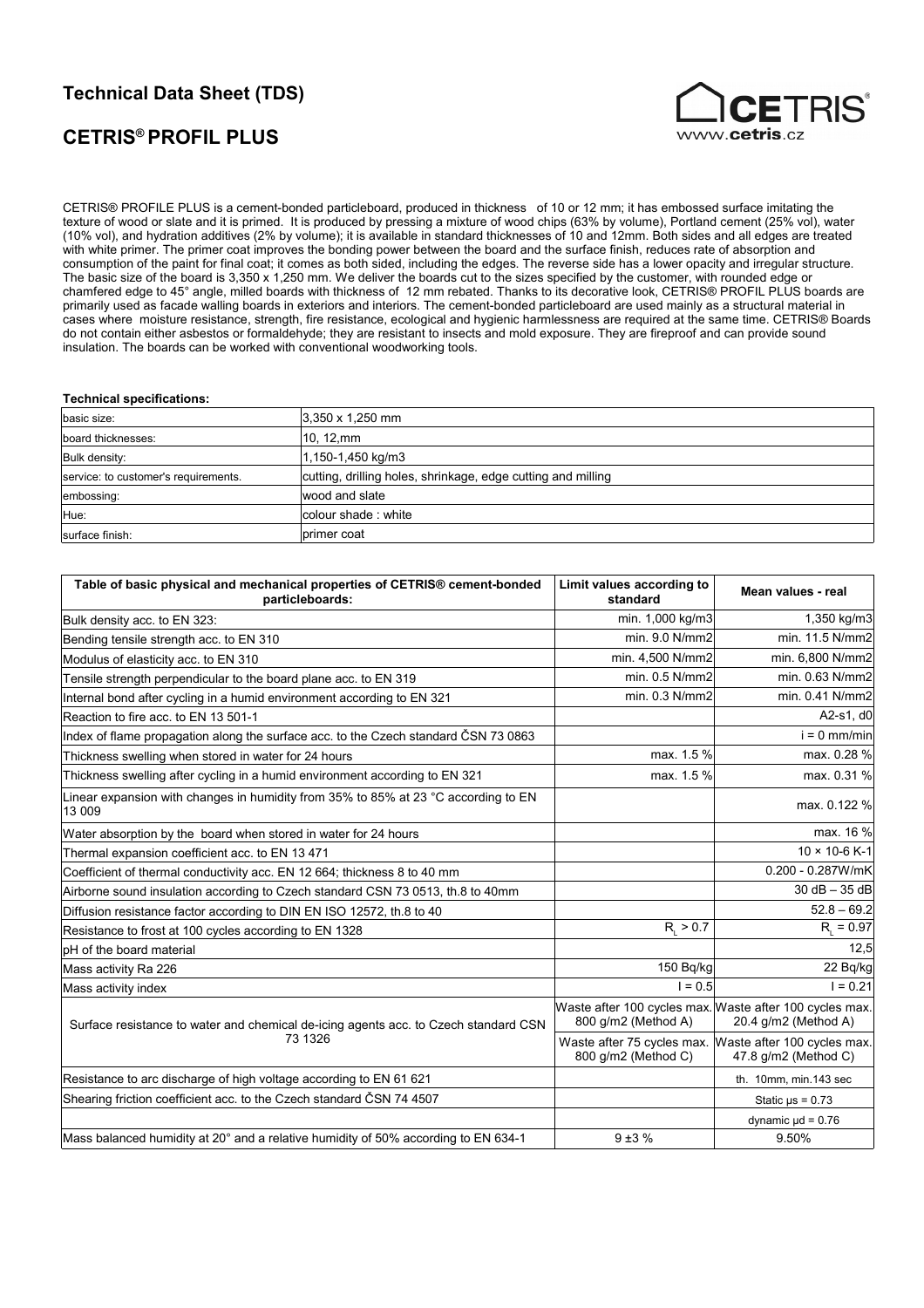# Technical Data Sheet (TDS)

## CETRIS® PROFIL PLUS

CETRIS® PROFILE PLUS is a cement-bonded particleboard, produced in thickness of 10 or 12 mm; it has embossed surface imitating the texture of wood or slate and it is primed. It is produced by pressing a mixture of wood chips (63% by volume), Portland cement (25% vol), water (10% vol), and hydration additives (2% by volume); it is available in standard thicknesses of 10 and 12mm. Both sides and all edges are treated with white primer. The primer coat improves the bonding power between the board and the surface finish, reduces rate of absorption and consumption of the paint for final coat; it comes as both sided, including the edges. The reverse side has a lower opacity and irregular structure. The basic size of the board is 3,350 x 1,250 mm. We deliver the boards cut to the sizes specified by the customer, with rounded edge or chamfered edge to 45° angle, milled boards with thickness of 12 mm rebated. Thanks to its decorative look, CETRIS® PROFIL PLUS boards are primarily used as facade walling boards in exteriors and interiors. The cement-bonded particleboard are used mainly as a structural material in cases where moisture resistance, strength, fire resistance, ecological and hygienic harmlessness are required at the same time. CETRIS® Boards do not contain either asbestos or formaldehyde; they are resistant to insects and mold exposure. They are fireproof and can provide sound insulation. The boards can be worked with conventional woodworking tools.

**Technical specifications:**

| | |
|---|---|
| basic size: | 3,350 x 1,250 mm |
| board thicknesses: | 10, 12,mm |
| Bulk density: | 1,150-1,450 kg/m3 |
| service: to customer's requirements. | cutting, drilling holes, shrinkage, edge cutting and milling |
| embossing: | wood and slate |
| Hue: | colour shade : white |
| surface finish: | primer coat |

| Table of basic physical and mechanical properties of CETRIS® cement-bonded particleboards: | Limit values according to standard | Mean values - real |
|---|---|---|
| Bulk density acc. to EN 323: | min. 1,000 kg/m3 | 1,350 kg/m3 |
| Bending tensile strength acc. to EN 310 | min. 9.0 N/mm2 | min. 11.5 N/mm2 |
| Modulus of elasticity acc. to EN 310 | min. 4,500 N/mm2 | min. 6,800 N/mm2 |
| Tensile strength perpendicular to the board plane acc. to EN 319 | min. 0.5 N/mm2 | min. 0.63 N/mm2 |
| Internal bond after cycling in a humid environment according to EN 321 | min. 0.3 N/mm2 | min. 0.41 N/mm2 |
| Reaction to fire acc. to EN 13 501-1 | | A2-s1, d0 |
| Index of flame propagation along the surface acc. to the Czech standard ČSN 73 0863 | | i = 0 mm/min |
| Thickness swelling when stored in water for 24 hours | max. 1.5 % | max. 0.28 % |
| Thickness swelling after cycling in a humid environment according to EN 321 | max. 1.5 % | max. 0.31 % |
| Linear expansion with changes in humidity from 35% to 85% at 23 °C according to EN 13 009 | | max. 0.122 % |
| Water absorption by the board when stored in water for 24 hours | | max. 16 % |
| Thermal expansion coefficient acc. to EN 13 471 | | 10 × 10-6 K-1 |
| Coefficient of thermal conductivity acc. EN 12 664; thickness 8 to 40 mm | | 0.200 - 0.287W/mK |
| Airborne sound insulation according to Czech standard CSN 73 0513, th.8 to 40mm | | 30 dB – 35 dB |
| Diffusion resistance factor according to DIN EN ISO 12572, th.8 to 40 | | 52.8 – 69.2 |
| Resistance to frost at 100 cycles according to EN 1328 | $R_L > 0.7$ | $R_L = 0.97$ |
| pH of the board material | | 12,5 |
| Mass activity Ra 226 | 150 Bq/kg | 22 Bq/kg |
| Mass activity index | I = 0.5 | I = 0.21 |
| Surface resistance to water and chemical de-icing agents acc. to Czech standard CSN 73 1326 | Waste after 100 cycles max. 800 g/m2 (Method A) | Waste after 100 cycles max. 20.4 g/m2 (Method A) |
| | Waste after 75 cycles max. 800 g/m2 (Method C) | Waste after 100 cycles max. 47.8 g/m2 (Method C) |
| Resistance to arc discharge of high voltage according to EN 61 621 | | th. 10mm, min.143 sec |
| Shearing friction coefficient acc. to the Czech standard ČSN 74 4507 | | Static μs = 0.73 |
| | | dynamic μd = 0.76 |
| Mass balanced humidity at 20° and a relative humidity of 50% according to EN 634-1 | 9 ±3 % | 9.50% |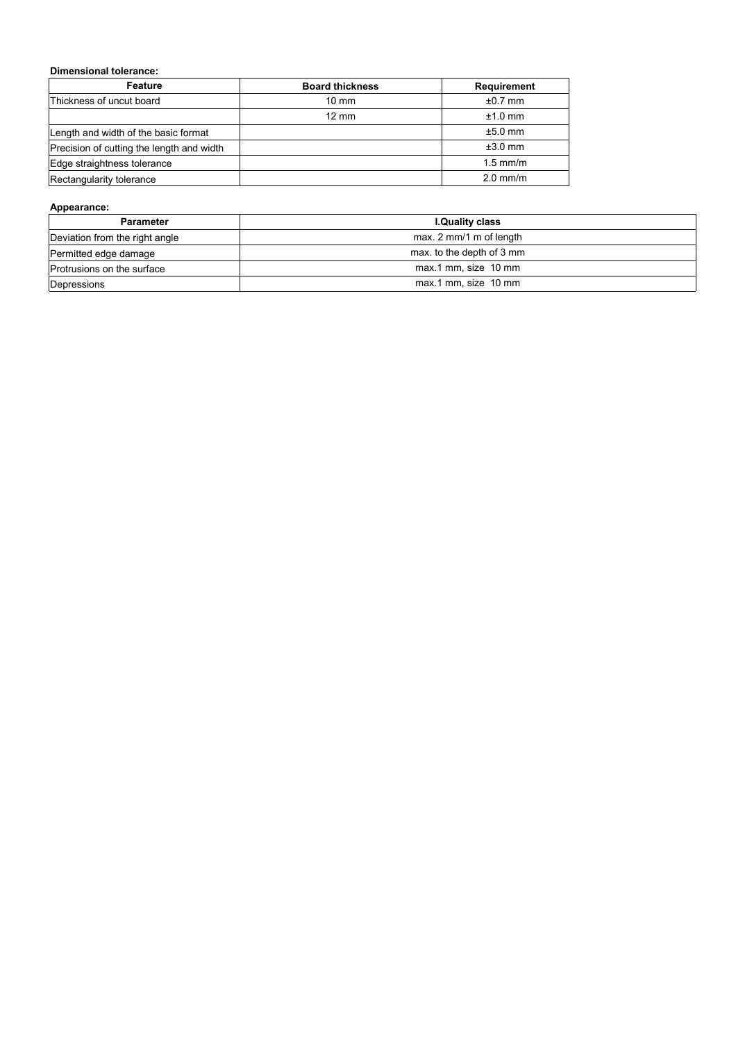**Dimensional tolerance:**

| Feature | Board thickness | Requirement |
|---|---|---|
| Thickness of uncut board | 10 mm | ±0.7 mm |
| | 12 mm | ±1.0 mm |
| Length and width of the basic format | | ±5.0 mm |
| Precision of cutting the length and width | | ±3.0 mm |
| Edge straightness tolerance | | 1.5 mm/m |
| Rectangularity tolerance | | 2.0 mm/m |

**Appearance:**

| Parameter | I.Quality class |
|---|---|
| Deviation from the right angle | max. 2 mm/1 m of length |
| Permitted edge damage | max. to the depth of 3 mm |
| Protrusions on the surface | max.1 mm, size 10 mm |
| Depressions | max.1 mm, size 10 mm |